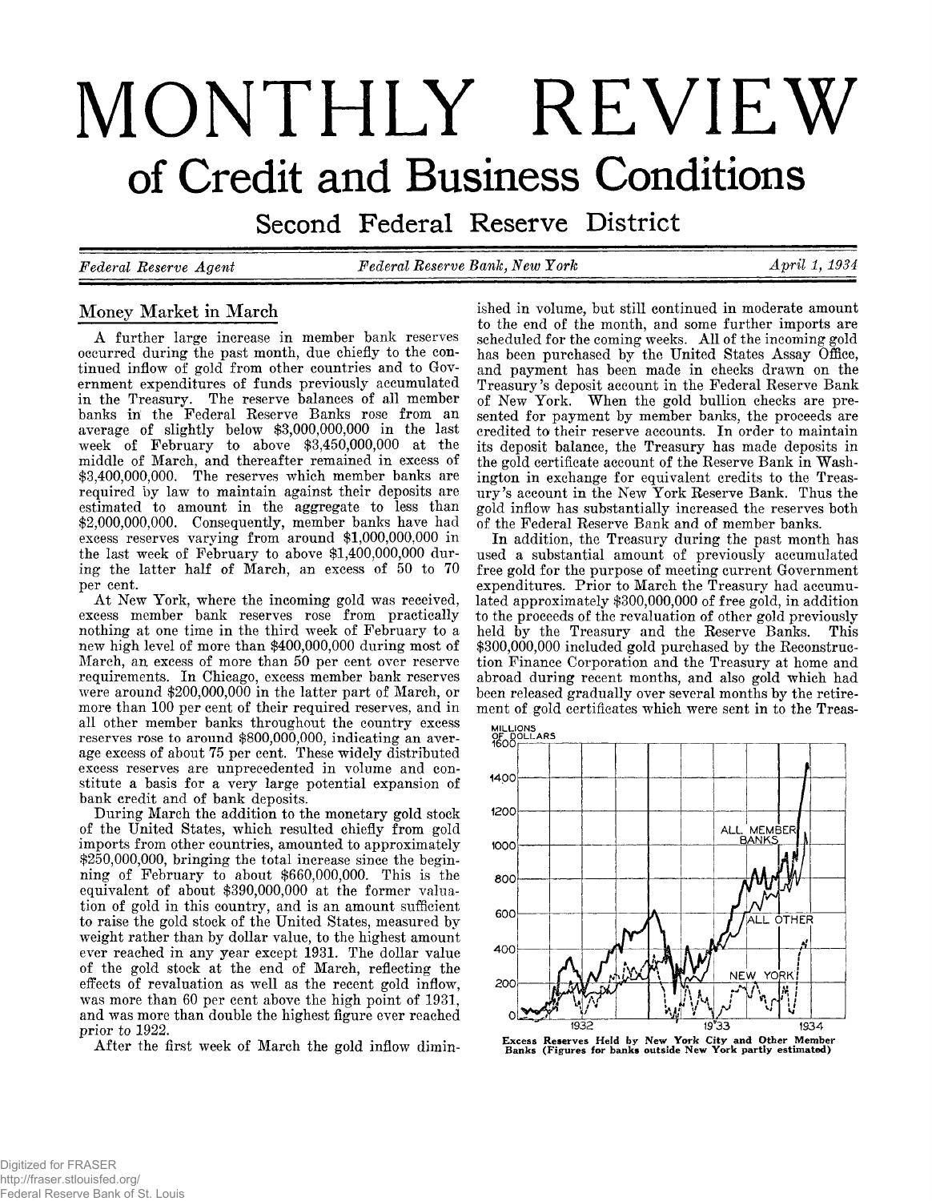# MONTHLY REVIEW

## of Credit and Business Conditions

### Second Federal Reserve District

*Federal Reserve Agent* — *Federal Reserve Bank, New York* — *April 1, 1934*

## Money Market in March

A further large increase in member bank reserves occurred during the past month, due chiefly to the continued inflow of gold from other countries and to Government expenditures of funds previously accumulated in the Treasury. The reserve balances of all member banks in the Federal Reserve Banks rose from an average of slightly below $3,000,000,000 in the last week of February to above $3,450,000,000 at the middle of March, and thereafter remained in excess of $3,400,000,000. The reserves which member banks are required by law to maintain against their deposits are estimated to amount in the aggregate to less than $2,000,000,000. Consequently, member banks have had excess reserves varying from around $1,000,000,000 in the last week of February to above $1,400,000,000 during the latter half of March, an excess of 50 to 70 per cent.

At New York, where the incoming gold was received, excess member bank reserves rose from practically nothing at one time in the third week of February to a new high level of more than $400,000,000 during most of March, an excess of more than 50 per cent over reserve requirements. In Chicago, excess member bank reserves were around $200,000,000 in the latter part of March, or more than 100 per cent of their required reserves, and in all other member banks throughout the country excess reserves rose to around $800,000,000, indicating an average excess of about 75 per cent. These widely distributed excess reserves are unprecedented in volume and constitute a basis for a very large potential expansion of bank credit and of bank deposits.

During March the addition to the monetary gold stock of the United States, which resulted chiefly from gold imports from other countries, amounted to approximately $250,000,000, bringing the total increase since the beginning of February to about $660,000,000. This is the equivalent of about $390,000,000 at the former valuation of gold in this country, and is an amount sufficient to raise the gold stock of the United States, measured by weight rather than by dollar value, to the highest amount ever reached in any year except 1931. The dollar value of the gold stock at the end of March, reflecting the effects of revaluation as well as the recent gold inflow, was more than 60 per cent above the high point of 1931, and was more than double the highest figure ever reached prior to 1922.

After the first week of March the gold inflow diminished in volume, but still continued in moderate amount to the end of the month, and some further imports are scheduled for the coming weeks. All of the incoming gold has been purchased by the United States Assay Office, and payment has been made in checks drawn on the Treasury's deposit account in the Federal Reserve Bank of New York. When the gold bullion checks are presented for payment by member banks, the proceeds are credited to their reserve accounts. In order to maintain its deposit balance, the Treasury has made deposits in the gold certificate account of the Reserve Bank in Washington in exchange for equivalent credits to the Treasury's account in the New York Reserve Bank. Thus the gold inflow has substantially increased the reserves both of the Federal Reserve Bank and of member banks.

In addition, the Treasury during the past month has used a substantial amount of previously accumulated free gold for the purpose of meeting current Government expenditures. Prior to March the Treasury had accumulated approximately $300,000,000 of free gold, in addition to the proceeds of the revaluation of other gold previously held by the Treasury and the Reserve Banks. This $300,000,000 included gold purchased by the Reconstruction Finance Corporation and the Treasury at home and abroad during recent months, and also gold which had been released gradually over several months by the retirement of gold certificates which were sent in to the Treas-

Excess Reserves Held by New York City and Other Member Banks (Figures for banks outside New York partly estimated)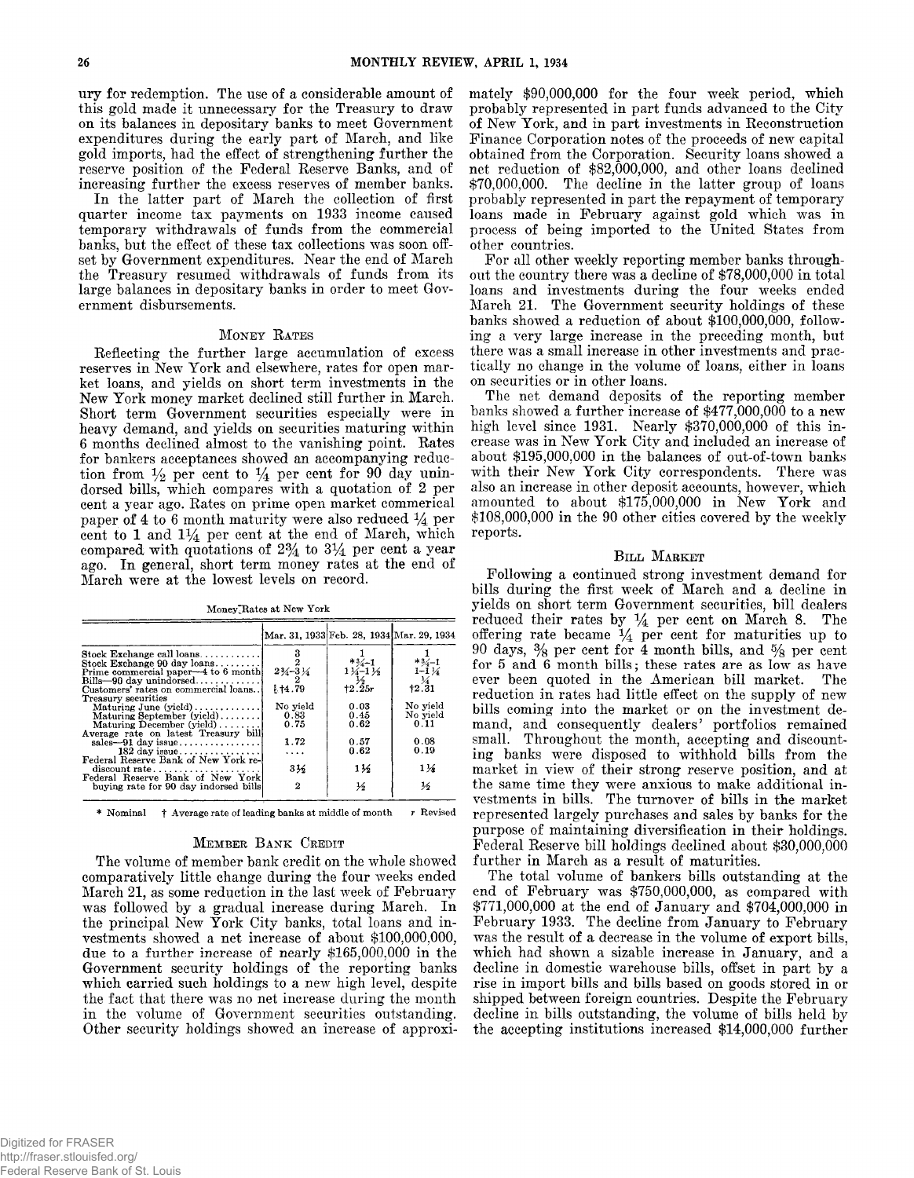ury for redemption. The use of a considerable amount of this gold made it unnecessary for the Treasury to draw on its balances in depositary banks to meet Government expenditures during the early part of March, and like gold imports, had the effect of strengthening further the reserve position of the Federal Reserve Banks, and of increasing further the excess reserves of member banks.

In the latter part of March the collection of first quarter income tax payments on 1933 income caused temporary withdrawals of funds from the commercial banks, but the effect of these tax collections was soon offset by Government expenditures. Near the end of March the Treasury resumed withdrawals of funds from its large balances in depositary banks in order to meet Government disbursements.

## Money Rates

Reflecting the further large accumulation of excess reserves in New York and elsewhere, rates for open market loans, and yields on short term investments in the New York money market declined still further in March. Short term Government securities especially were in heavy demand, and yields on securities maturing within 6 months declined almost to the vanishing point. Rates for bankers acceptances showed an accompanying reduction from ½ per cent to ¼ per cent for 90 day unindorsed bills, which compares with a quotation of 2 per cent a year ago. Rates on prime open market commerical paper of 4 to 6 month maturity were also reduced ¼ per cent to 1 and 1¼ per cent at the end of March, which compared with quotations of 2¾ to 3¼ per cent a year ago. In general, short term money rates at the end of March were at the lowest levels on record.

Money Rates at New York

| | Mar. 31, 1933 | Feb. 28, 1934 | Mar. 29, 1934 |
|---|---|---|---|
| Stock Exchange call loans | 3 | 1 | 1 |
| Stock Exchange 90 day loans | 2 | *¾–1 | *¾–1 |
| Prime commercial paper—4 to 6 month | 2¾–3¼ | 1¼–1½ | 1–1¼ |
| Bills—90 day unindorsed | 2 | ½ | ¼ |
| Customers' rates on commercial loans | †4.79 | †2.25r | †2.31 |
| Treasury securities | | | |
| Maturing June (yield) | No yield | 0.03 | No yield |
| Maturing September (yield) | 0.83 | 0.45 | No yield |
| Maturing December (yield) | 0.75 | 0.62 | 0.11 |
| Average rate on latest Treasury bill sales—91 day issue | 1.72 | 0.57 | 0.08 |
| 182 day issue | .... | 0.62 | 0.19 |
| Federal Reserve Bank of New York rediscount rate | 3½ | 1½ | 1½ |
| Federal Reserve Bank of New York buying rate for 90 day indorsed bills | 2 | ½ | ½ |

\* Nominal † Average rate of leading banks at middle of month r Revised

## Member Bank Credit

The volume of member bank credit on the whole showed comparatively little change during the four weeks ended March 21, as some reduction in the last week of February was followed by a gradual increase during March. In the principal New York City banks, total loans and investments showed a net increase of about $100,000,000, due to a further increase of nearly $165,000,000 in the Government security holdings of the reporting banks which carried such holdings to a new high level, despite the fact that there was no net increase during the month in the volume of Government securities outstanding. Other security holdings showed an increase of approximately $90,000,000 for the four week period, which probably represented in part funds advanced to the City of New York, and in part investments in Reconstruction Finance Corporation notes of the proceeds of new capital obtained from the Corporation. Security loans showed a net reduction of $82,000,000, and other loans declined $70,000,000. The decline in the latter group of loans probably represented in part the repayment of temporary loans made in February against gold which was in process of being imported to the United States from other countries.

For all other weekly reporting member banks throughout the country there was a decline of $78,000,000 in total loans and investments during the four weeks ended March 21. The Government security holdings of these banks showed a reduction of about $100,000,000, following a very large increase in the preceding month, but there was a small increase in other investments and practically no change in the volume of loans, either in loans on securities or in other loans.

The net demand deposits of the reporting member banks showed a further increase of $477,000,000 to a new high level since 1931. Nearly $370,000,000 of this increase was in New York City and included an increase of about $195,000,000 in the balances of out-of-town banks with their New York City correspondents. There was also an increase in other deposit accounts, however, which amounted to about $175,000,000 in New York and $108,000,000 in the 90 other cities covered by the weekly reports.

## Bill Market

Following a continued strong investment demand for bills during the first week of March and a decline in yields on short term Government securities, bill dealers reduced their rates by ¼ per cent on March 8. The offering rate became ¼ per cent for maturities up to 90 days, ⅜ per cent for 4 month bills, and ⅝ per cent for 5 and 6 month bills; these rates are as low as have ever been quoted in the American bill market. The reduction in rates had little effect on the supply of new bills coming into the market or on the investment demand, and consequently dealers' portfolios remained small. Throughout the month, accepting and discounting banks were disposed to withhold bills from the market in view of their strong reserve position, and at the same time they were anxious to make additional investments in bills. The turnover of bills in the market represented largely purchases and sales by banks for the purpose of maintaining diversification in their holdings. Federal Reserve bill holdings declined about $30,000,000 further in March as a result of maturities.

The total volume of bankers bills outstanding at the end of February was $750,000,000, as compared with $771,000,000 at the end of January and $704,000,000 in February 1933. The decline from January to February was the result of a decrease in the volume of export bills, which had shown a sizable increase in January, and a decline in domestic warehouse bills, offset in part by a rise in import bills and bills based on goods stored in or shipped between foreign countries. Despite the February decline in bills outstanding, the volume of bills held by the accepting institutions increased $14,000,000 further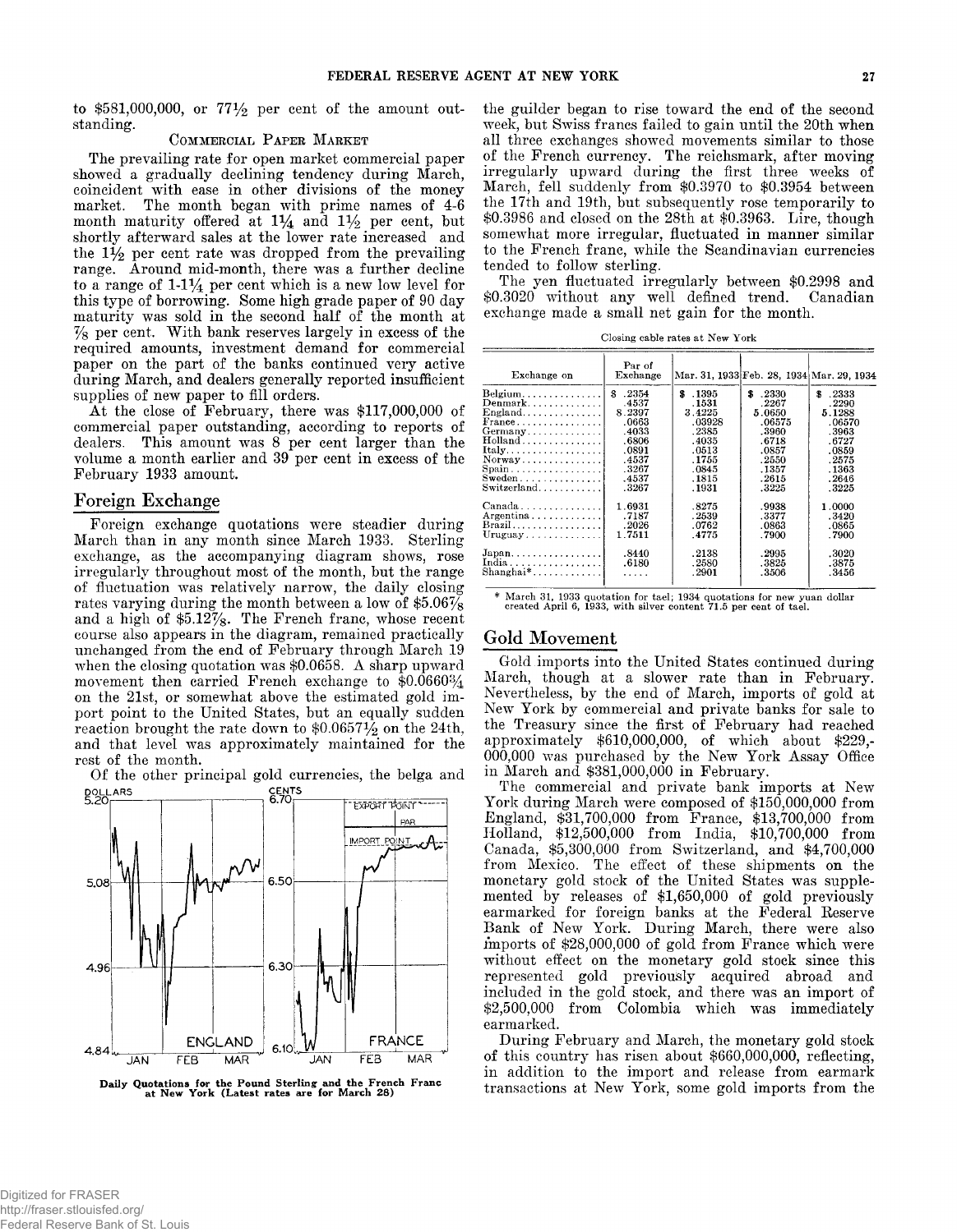to \$581,000,000, or 77½ per cent of the amount outstanding.

### Commercial Paper Market

The prevailing rate for open market commercial paper showed a gradually declining tendency during March, coincident with ease in other divisions of the money market. The month began with prime names of 4-6 month maturity offered at 1¼ and 1½ per cent, but shortly afterward sales at the lower rate increased and the 1½ per cent rate was dropped from the prevailing range. Around mid-month, there was a further decline to a range of 1-1¼ per cent which is a new low level for this type of borrowing. Some high grade paper of 90 day maturity was sold in the second half of the month at ⅞ per cent. With bank reserves largely in excess of the required amounts, investment demand for commercial paper on the part of the banks continued very active during March, and dealers generally reported insufficient supplies of new paper to fill orders.

At the close of February, there was \$117,000,000 of commercial paper outstanding, according to reports of dealers. This amount was 8 per cent larger than the volume a month earlier and 39 per cent in excess of the February 1933 amount.

## Foreign Exchange

Foreign exchange quotations were steadier during March than in any month since March 1933. Sterling exchange, as the accompanying diagram shows, rose irregularly throughout most of the month, but the range of fluctuation was relatively narrow, the daily closing rates varying during the month between a low of \$5.06⅞ and a high of \$5.12⅞. The French franc, whose recent course also appears in the diagram, remained practically unchanged from the end of February through March 19 when the closing quotation was \$0.0658. A sharp upward movement then carried French exchange to \$0.0660¾ on the 21st, or somewhat above the estimated gold import point to the United States, but an equally sudden reaction brought the rate down to \$0.0657½ on the 24th, and that level was approximately maintained for the rest of the month.

Of the other principal gold currencies, the belga and the guilder began to rise toward the end of the second week, but Swiss francs failed to gain until the 20th when all three exchanges showed movements similar to those of the French currency. The reichsmark, after moving irregularly upward during the first three weeks of March, fell suddenly from \$0.3970 to \$0.3954 between the 17th and 19th, but subsequently rose temporarily to \$0.3986 and closed on the 28th at \$0.3963. Lire, though somewhat more irregular, fluctuated in manner similar to the French franc, while the Scandinavian currencies tended to follow sterling.

Daily Quotations for the Pound Sterling and the French Franc at New York (Latest rates are for March 28)

The yen fluctuated irregularly between \$0.2998 and \$0.3020 without any well defined trend. Canadian exchange made a small net gain for the month.

Closing cable rates at New York

| Exchange on | Par of Exchange | Mar. 31, 1933 | Feb. 28, 1934 | Mar. 29, 1934 |
|---|---|---|---|---|
| Belgium | \$ .2354 | \$ .1395 | \$ .2330 | \$ .2333 |
| Denmark | .4537 | .1531 | .2267 | .2290 |
| England | 8.2397 | 3.4225 | 5.0650 | 5.1288 |
| France | .0663 | .03928 | .06575 | .06570 |
| Germany | .4033 | .2385 | .3960 | .3963 |
| Holland | .6806 | .4035 | .6718 | .6727 |
| Italy | .0891 | .0513 | .0857 | .0859 |
| Norway | .4537 | .1755 | .2550 | .2575 |
| Spain | .3267 | .0845 | .1357 | .1363 |
| Sweden | .4537 | .1815 | .2615 | .2646 |
| Switzerland | .3267 | .1931 | .3225 | .3225 |
| Canada | 1.6931 | .8275 | .9938 | 1.0000 |
| Argentina | .7187 | .2539 | .3377 | .3420 |
| Brazil | .2026 | .0762 | .0863 | .0865 |
| Uruguay | 1.7511 | .4775 | .7900 | .7900 |
| Japan | .8440 | .2138 | .2995 | .3020 |
| India | .6180 | .2580 | .3825 | .3875 |
| Shanghai* | ..... | .2901 | .3506 | .3456 |

\* March 31, 1933 quotation for tael; 1934 quotations for new yuan dollar created April 6, 1933, with silver content 71.5 per cent of tael.

## Gold Movement

Gold imports into the United States continued during March, though at a slower rate than in February. Nevertheless, by the end of March, imports of gold at New York by commercial and private banks for sale to the Treasury since the first of February had reached approximately \$610,000,000, of which about \$229,000,000 was purchased by the New York Assay Office in March and \$381,000,000 in February.

The commercial and private bank imports at New York during March were composed of \$150,000,000 from England, \$31,700,000 from France, \$13,700,000 from Holland, \$12,500,000 from India, \$10,700,000 from Canada, \$5,300,000 from Switzerland, and \$4,700,000 from Mexico. The effect of these shipments on the monetary gold stock of the United States was supplemented by releases of \$1,650,000 of gold previously earmarked for foreign banks at the Federal Reserve Bank of New York. During March, there were also imports of \$28,000,000 of gold from France which were without effect on the monetary gold stock since this represented gold previously acquired abroad and included in the gold stock, and there was an import of \$2,500,000 from Colombia which was immediately earmarked.

During February and March, the monetary gold stock of this country has risen about \$660,000,000, reflecting, in addition to the import and release from earmark transactions at New York, some gold imports from the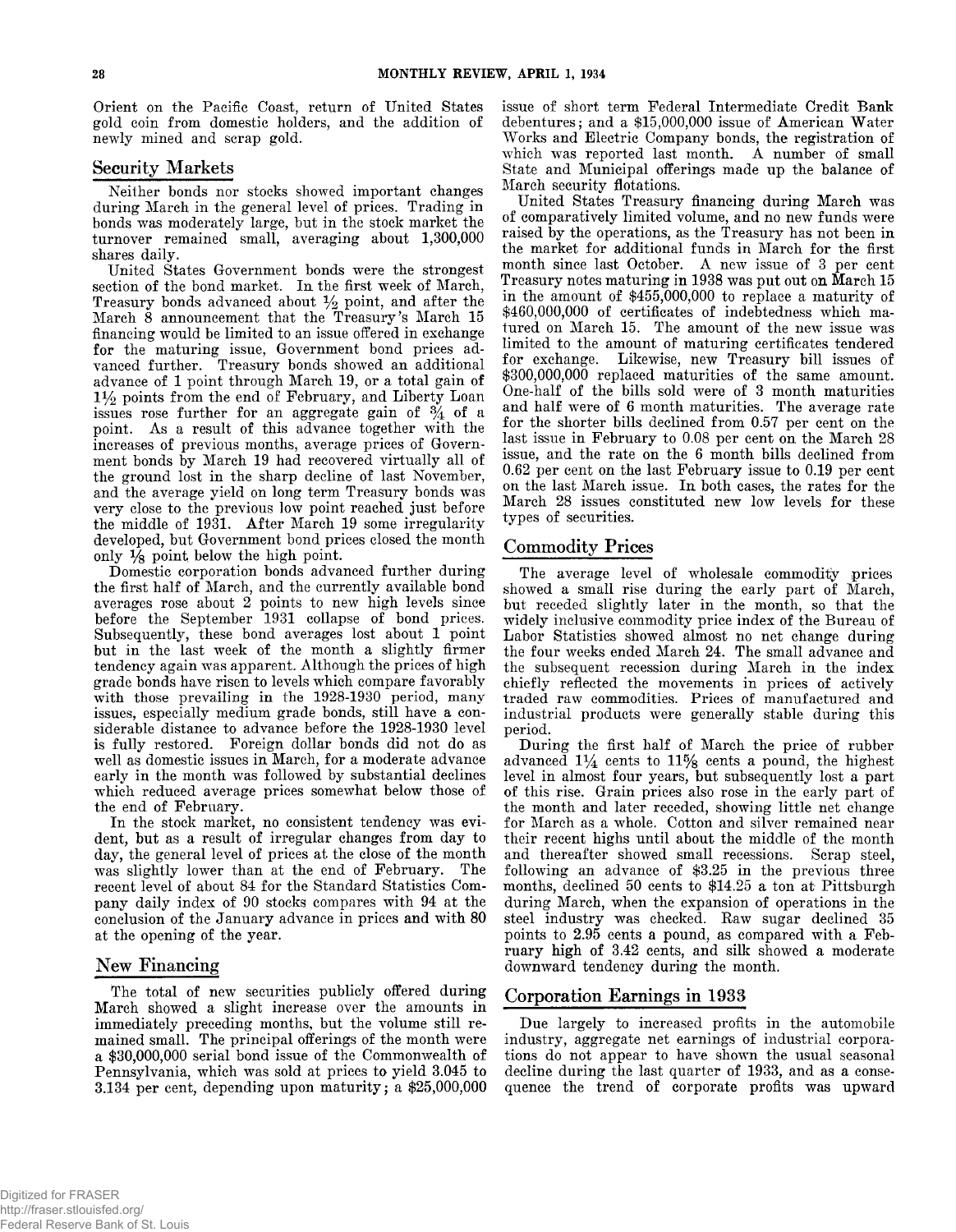Orient on the Pacific Coast, return of United States gold coin from domestic holders, and the addition of newly mined and scrap gold.

## Security Markets

Neither bonds nor stocks showed important changes during March in the general level of prices. Trading in bonds was moderately large, but in the stock market the turnover remained small, averaging about 1,300,000 shares daily.

United States Government bonds were the strongest section of the bond market. In the first week of March, Treasury bonds advanced about ½ point, and after the March 8 announcement that the Treasury's March 15 financing would be limited to an issue offered in exchange for the maturing issue, Government bond prices advanced further. Treasury bonds showed an additional advance of 1 point through March 19, or a total gain of 1½ points from the end of February, and Liberty Loan issues rose further for an aggregate gain of ¾ of a point. As a result of this advance together with the increases of previous months, average prices of Government bonds by March 19 had recovered virtually all of the ground lost in the sharp decline of last November, and the average yield on long term Treasury bonds was very close to the previous low point reached just before the middle of 1931. After March 19 some irregularity developed, but Government bond prices closed the month only ⅛ point below the high point.

Domestic corporation bonds advanced further during the first half of March, and the currently available bond averages rose about 2 points to new high levels since before the September 1931 collapse of bond prices. Subsequently, these bond averages lost about 1 point but in the last week of the month a slightly firmer tendency again was apparent. Although the prices of high grade bonds have risen to levels which compare favorably with those prevailing in the 1928-1930 period, many issues, especially medium grade bonds, still have a considerable distance to advance before the 1928-1930 level is fully restored. Foreign dollar bonds did not do as well as domestic issues in March, for a moderate advance early in the month was followed by substantial declines which reduced average prices somewhat below those of the end of February.

In the stock market, no consistent tendency was evident, but as a result of irregular changes from day to day, the general level of prices at the close of the month was slightly lower than at the end of February. The recent level of about 84 for the Standard Statistics Company daily index of 90 stocks compares with 94 at the conclusion of the January advance in prices and with 80 at the opening of the year.

## New Financing

The total of new securities publicly offered during March showed a slight increase over the amounts in immediately preceding months, but the volume still remained small. The principal offerings of the month were a $30,000,000 serial bond issue of the Commonwealth of Pennsylvania, which was sold at prices to yield 3.045 to 3.134 per cent, depending upon maturity; a $25,000,000 issue of short term Federal Intermediate Credit Bank debentures; and a $15,000,000 issue of American Water Works and Electric Company bonds, the registration of which was reported last month. A number of small State and Municipal offerings made up the balance of March security flotations.

United States Treasury financing during March was of comparatively limited volume, and no new funds were raised by the operations, as the Treasury has not been in the market for additional funds in March for the first month since last October. A new issue of 3 per cent Treasury notes maturing in 1938 was put out on March 15 in the amount of $455,000,000 to replace a maturity of $460,000,000 of certificates of indebtedness which matured on March 15. The amount of the new issue was limited to the amount of maturing certificates tendered for exchange. Likewise, new Treasury bill issues of $300,000,000 replaced maturities of the same amount. One-half of the bills sold were of 3 month maturities and half were of 6 month maturities. The average rate for the shorter bills declined from 0.57 per cent on the last issue in February to 0.08 per cent on the March 28 issue, and the rate on the 6 month bills declined from 0.62 per cent on the last February issue to 0.19 per cent on the last March issue. In both cases, the rates for the March 28 issues constituted new low levels for these types of securities.

## Commodity Prices

The average level of wholesale commodity prices showed a small rise during the early part of March, but receded slightly later in the month, so that the widely inclusive commodity price index of the Bureau of Labor Statistics showed almost no net change during the four weeks ended March 24. The small advance and the subsequent recession during March in the index chiefly reflected the movements in prices of actively traded raw commodities. Prices of manufactured and industrial products were generally stable during this period.

During the first half of March the price of rubber advanced 1¼ cents to 11⅝ cents a pound, the highest level in almost four years, but subsequently lost a part of this rise. Grain prices also rose in the early part of the month and later receded, showing little net change for March as a whole. Cotton and silver remained near their recent highs until about the middle of the month and thereafter showed small recessions. Scrap steel, following an advance of $3.25 in the previous three months, declined 50 cents to $14.25 a ton at Pittsburgh during March, when the expansion of operations in the steel industry was checked. Raw sugar declined 35 points to 2.95 cents a pound, as compared with a February high of 3.42 cents, and silk showed a moderate downward tendency during the month.

## Corporation Earnings in 1933

Due largely to increased profits in the automobile industry, aggregate net earnings of industrial corporations do not appear to have shown the usual seasonal decline during the last quarter of 1933, and as a consequence the trend of corporate profits was upward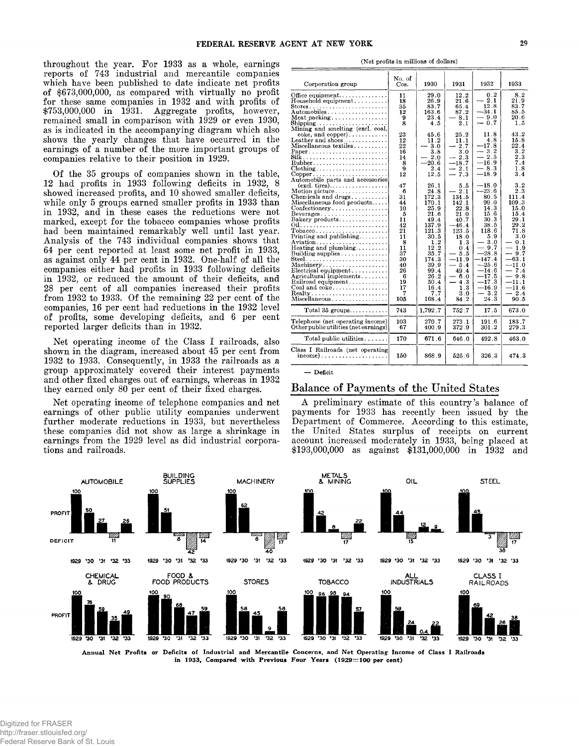throughout the year. For 1933 as a whole, earnings reports of 743 industrial and mercantile companies which have been published to date indicate net profits of $673,000,000, as compared with virtually no profit for these same companies in 1932 and with profits of $753,000,000 in 1931. Aggregate profits, however, remained small in comparison with 1929 or even 1930, as is indicated in the accompanying diagram which also shows the yearly changes that have occurred in the earnings of a number of the more important groups of companies relative to their position in 1929.

Of the 35 groups of companies shown in the table, 12 had profits in 1933 following deficits in 1932, 8 showed increased profits, and 10 showed smaller deficits, while only 5 groups earned smaller profits in 1933 than in 1932, and in these cases the reductions were not marked, except for the tobacco companies whose profits had been maintained remarkably well until last year. Analysis of the 743 individual companies shows that 64 per cent reported at least some net profit in 1933, as against only 44 per cent in 1932. One-half of all the companies either had profits in 1933 following deficits in 1932, or reduced the amount of their deficits, and 28 per cent of all companies increased their profits from 1932 to 1933. Of the remaining 22 per cent of the companies, 16 per cent had reductions in the 1932 level of profits, some developing deficits, and 6 per cent reported larger deficits than in 1932.

Net operating income of the Class I railroads, also shown in the diagram, increased about 45 per cent from 1932 to 1933. Consequently, in 1933 the railroads as a group approximately covered their interest payments and other fixed charges out of earnings, whereas in 1932 they earned only 80 per cent of their fixed charges.

Net operating income of telephone companies and net earnings of other public utility companies underwent further moderate reductions in 1933, but nevertheless these companies did not show as large a shrinkage in earnings from the 1929 level as did industrial corporations and railroads.

(Net profits in millions of dollars)

| Corporation group | No. of Cos. | 1930 | 1931 | 1932 | 1933 |
|---|---|---|---|---|---|
| Office equipment | 11 | 29.0 | 12.2 | 0.2 | 8.2 |
| Household equipment | 18 | 26.9 | 21.6 | — 2.1 | 21.9 |
| Stores | 35 | 83.7 | 65.4 | 12.8 | 83.7 |
| Automobiles | 12 | 163.6 | 87.2 | —34.1 | 85.5 |
| Meat packing | 9 | 23.4 | — 8.1 | — 9.0 | 20.6 |
| Shipping | 8 | 4.5 | 2.1 | — 0.7 | 1.5 |
| Mining and smelting (excl. coal, coke, and copper) | 23 | 45.6 | 25.2 | 11.8 | 43.2 |
| Leather and shoes | 12 | 11.2 | 11.1 | 4.8 | 15.8 |
| Miscellaneous textiles | 22 | — 3.0 | — 2.7 | —17.8 | 22.4 |
| Paper | 16 | 3.8 | 3.0 | — 3.2 | 3.2 |
| Silk | 14 | — 2.0 | — 2.3 | — 2.5 | 2.3 |
| Rubber | 8 | —20.6 | —18.7 | —16.9 | 7.4 |
| Clothing | 9 | 2.4 | — 2.1 | — 8.3 | 1.8 |
| Copper | 12 | 12.5 | — 7.3 | —18.9 | 3.4 |
| Automobile parts and accessories (excl. tires) | 47 | 26.1 | 5.5 | —18.0 | 3.2 |
| Motion picture | 6 | 24.8 | — 2.1 | —23.6 | 2.3 |
| Chemicals and drugs | 31 | 172.3 | 134.5 | 80.5 | 111.4 |
| Miscellaneous food products | 44 | 170.1 | 142.1 | 99.0 | 109.3 |
| Confectionery | 10 | 25.9 | 22.8 | 14.3 | 15.0 |
| Beverages | 5 | 21.6 | 21.0 | 15.6 | 15.4 |
| Bakery products | 11 | 49.4 | 40.7 | 30.3 | 29.1 |
| Oil | 42 | 137.9 | —46.4 | 38.5 | 29.2 |
| Tobacco | 21 | 121.3 | 123.5 | 118.6 | 71.8 |
| Printing and publishing | 11 | 30.5 | 18.0 | 5.9 | 3.0 |
| Aviation | 8 | 1.2 | 1.3 | — 3.0 | — 0.1 |
| Heating and plumbing | 11 | 12.2 | 0.4 | — 9.7 | — 1.9 |
| Building supplies | 37 | 35.7 | — 5.5 | —28.8 | — 9.7 |
| Steel | 30 | 174.3 | —11.9 | —147.4 | —63.1 |
| Machinery | 40 | 39.9 | — 5.4 | —25.6 | —11.0 |
| Electrical equipment | 26 | 99.4 | 49.4 | —14.6 | — 7.4 |
| Agricultural implements | 6 | 26.2 | — 6.0 | —17.5 | — 9.8 |
| Railroad equipment | 19 | 50.4 | — 4.3 | —17.3 | —11.1 |
| Coal and coke | 17 | 16.4 | 1.3 | —16.9 | —11.6 |
| Realty | 7 | 7.7 | 3.0 | — 3.2 | — 2.4 |
| Miscellaneous | 105 | 168.4 | 84.2 | 24.3 | 90.5 |
| Total 35 groups | 743 | 1,792.7 | 752.7 | 17.5 | 673.0 |
| Telephone (net operating income) | 103 | 270.7 | 273.1 | 191.6 | 183.7 |
| Other public utilities (net earnings) | 67 | 400.9 | 372.9 | 301.2 | 279.3 |
| Total public utilities | 170 | 671.6 | 646.0 | 492.8 | 463.0 |
| Class I Railroads (net operating income) | 150 | 868.9 | 525.6 | 326.3 | 474.3 |

— Deficit

## Balance of Payments of the United States

A preliminary estimate of this country's balance of payments for 1933 has recently been issued by the Department of Commerce. According to this estimate, the United States surplus of receipts on current account increased moderately in 1933, being placed at $193,000,000 as against $131,000,000 in 1932 and

**Annual Net Profits or Deficits of Industrial and Mercantile Concerns, and Net Operating Income of Class I Railroads in 1933, Compared with Previous Four Years (1929=100 per cent)**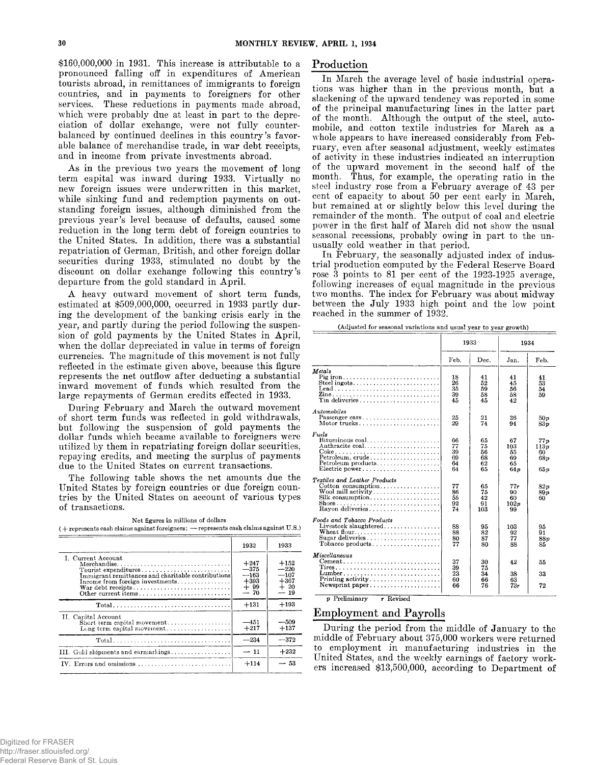$160,000,000 in 1931. This increase is attributable to a pronounced falling off in expenditures of American tourists abroad, in remittances of immigrants to foreign countries, and in payments to foreigners for other services. These reductions in payments made abroad, which were probably due at least in part to the depreciation of dollar exchange, were not fully counterbalanced by continued declines in this country's favorable balance of merchandise trade, in war debt receipts, and in income from private investments abroad.

As in the previous two years the movement of long term capital was inward during 1933. Virtually no new foreign issues were underwritten in this market, while sinking fund and redemption payments on outstanding foreign issues, although diminished from the previous year's level because of defaults, caused some reduction in the long term debt of foreign countries to the United States. In addition, there was a substantial repatriation of German, British, and other foreign dollar securities during 1933, stimulated no doubt by the discount on dollar exchange following this country's departure from the gold standard in April.

A heavy outward movement of short term funds, estimated at $509,000,000, occurred in 1933 partly during the development of the banking crisis early in the year, and partly during the period following the suspension of gold payments by the United States in April, when the dollar depreciated in value in terms of foreign currencies. The magnitude of this movement is not fully reflected in the estimate given above, because this figure represents the net outflow after deducting a substantial inward movement of funds which resulted from the large repayments of German credits effected in 1933.

During February and March the outward movement of short term funds was reflected in gold withdrawals, but following the suspension of gold payments the dollar funds which became available to foreigners were utilized by them in repatriating foreign dollar securities, repaying credits, and meeting the surplus of payments due to the United States on current transactions.

The following table shows the net amounts due the United States by foreign countries or due foreign countries by the United States on account of various types of transactions.

Net figures in millions of dollars
(+ represents cash claims against foreigners; — represents cash claims against U.S.)

| | 1932 | 1933 |
|---|---|---|
| I. Current Account | | |
| Merchandise | +247 | +152 |
| Tourist expenditures | —375 | —220 |
| Immigrant remittances and charitable contributions | —163 | —107 |
| Income from foreign investments | +393 | +367 |
| War debt receipts | + 99 | + 20 |
| Other current items | — 70 | — 19 |
| Total | +131 | +193 |
| II. Capital Account | | |
| Short term capital movement | —451 | —509 |
| Long term capital movement | +217 | +137 |
| Total | —234 | —372 |
| III. Gold shipments and earmarkings | — 11 | +232 |
| IV. Errors and omissions | +114 | — 53 |

## Production

In March the average level of basic industrial operations was higher than in the previous month, but a slackening of the upward tendency was reported in some of the principal manufacturing lines in the latter part of the month. Although the output of the steel, automobile, and cotton textile industries for March as a whole appears to have increased considerably from February, even after seasonal adjustment, weekly estimates of activity in these industries indicated an interruption of the upward movement in the second half of the month. Thus, for example, the operating ratio in the steel industry rose from a February average of 43 per cent of capacity to about 50 per cent early in March, but remained at or slightly below this level during the remainder of the month. The output of coal and electric power in the first half of March did not show the usual seasonal recessions, probably owing in part to the unusually cold weather in that period.

In February, the seasonally adjusted index of industrial production computed by the Federal Reserve Board rose 3 points to 81 per cent of the 1923-1925 average, following increases of equal magnitude in the previous two months. The index for February was about midway between the July 1933 high point and the low point reached in the summer of 1932.

(Adjusted for seasonal variations and usual year to year growth)

| | 1933 | | 1934 | |
|---|---|---|---|---|
| | Feb. | Dec. | Jan. | Feb. |
| *Metals* | | | | |
| Pig iron | 18 | 41 | 41 | 41 |
| Steel ingots | 26 | 52 | 45 | 53 |
| Lead | 35 | 59 | 56 | 54 |
| Zinc | 39 | 58 | 58 | 59 |
| Tin deliveries | 45 | 45 | 42 | |
| *Automobiles* | | | | |
| Passenger cars | 25 | 21 | 36 | 50p |
| Motor trucks | 29 | 74 | 94 | 83p |
| *Fuels* | | | | |
| Bituminous coal | 66 | 65 | 67 | 77p |
| Anthracite coal | 77 | 75 | 103 | 113p |
| Coke | 39 | 56 | 55 | 60 |
| Petroleum, crude | 69 | 68 | 69 | 68p |
| Petroleum products | 64 | 62 | 65 | |
| Electric power | 64 | 65 | 64p | 65p |
| *Textiles and Leather Products* | | | | |
| Cotton consumption | 77 | 65 | 77r | 82p |
| Wool mill activity | 86 | 75 | 90 | 89p |
| Silk consumption | 55 | 42 | 60 | 60 |
| Shoes | 92 | 91 | 102p | |
| Rayon deliveries | 74 | 103 | 99 | |
| *Foods and Tobacco Products* | | | | |
| Livestock slaughtered | 88 | 95 | 103 | 95 |
| Wheat flour | 88 | 82 | 92 | 91 |
| Sugar deliveries | 80 | 87 | 77 | 88p |
| Tobacco products | 77 | 80 | 88 | 85 |
| *Miscellaneous* | | | | |
| Cement | 37 | 30 | 42 | 55 |
| Tires | 39 | 75 | | |
| Lumber | 23 | 34 | 38 | 33 |
| Printing activity | 60 | 66 | 63 | |
| Newsprint paper | 66 | 76 | 73r | 72 |

p Preliminary r Revised

## Employment and Payrolls

During the period from the middle of January to the middle of February about 375,000 workers were returned to employment in manufacturing industries in the United States, and the weekly earnings of factory workers increased $13,500,000, according to Department of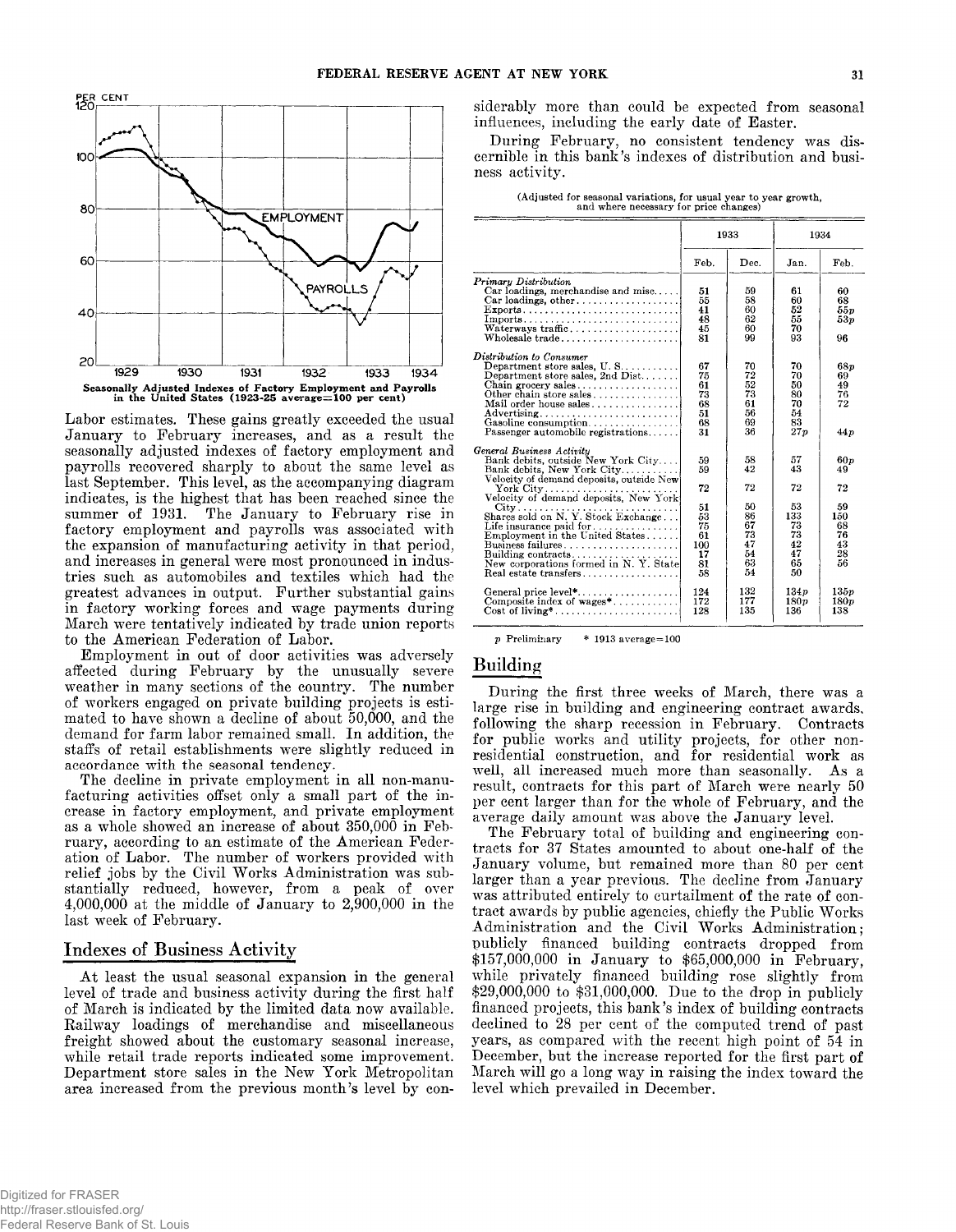Seasonally Adjusted Indexes of Factory Employment and Payrolls in the United States (1923-25 average=100 per cent)

Labor estimates. These gains greatly exceeded the usual January to February increases, and as a result the seasonally adjusted indexes of factory employment and payrolls recovered sharply to about the same level as last September. This level, as the accompanying diagram indicates, is the highest that has been reached since the summer of 1931. The January to February rise in factory employment and payrolls was associated with the expansion of manufacturing activity in that period, and increases in general were most pronounced in industries such as automobiles and textiles which had the greatest advances in output. Further substantial gains in factory working forces and wage payments during March were tentatively indicated by trade union reports to the American Federation of Labor.

Employment in out of door activities was adversely affected during February by the unusually severe weather in many sections of the country. The number of workers engaged on private building projects is estimated to have shown a decline of about 50,000, and the demand for farm labor remained small. In addition, the staffs of retail establishments were slightly reduced in accordance with the seasonal tendency.

The decline in private employment in all non-manufacturing activities offset only a small part of the increase in factory employment, and private employment as a whole showed an increase of about 350,000 in February, according to an estimate of the American Federation of Labor. The number of workers provided with relief jobs by the Civil Works Administration was substantially reduced, however, from a peak of over 4,000,000 at the middle of January to 2,900,000 in the last week of February.

## Indexes of Business Activity

At least the usual seasonal expansion in the general level of trade and business activity during the first half of March is indicated by the limited data now available. Railway loadings of merchandise and miscellaneous freight showed about the customary seasonal increase, while retail trade reports indicated some improvement. Department store sales in the New York Metropolitan area increased from the previous month's level by considerably more than could be expected from seasonal influences, including the early date of Easter.

During February, no consistent tendency was discernible in this bank's indexes of distribution and business activity.

(Adjusted for seasonal variations, for usual year to year growth, and where necessary for price changes)

| | 1933 | | 1934 | |
|---|---|---|---|---|
| | Feb. | Dec. | Jan. | Feb. |
| *Primary Distribution* | | | | |
| Car loadings, merchandise and misc. | 51 | 59 | 61 | 60 |
| Car loadings, other | 55 | 58 | 60 | 68 |
| Exports | 41 | 60 | 52 | 55p |
| Imports | 48 | 62 | 55 | 53p |
| Waterways traffic | 45 | 60 | 70 | |
| Wholesale trade | 81 | 99 | 93 | 96 |
| *Distribution to Consumer* | | | | |
| Department store sales, U. S. | 67 | 70 | 70 | 68p |
| Department store sales, 2nd Dist. | 75 | 72 | 70 | 69 |
| Chain grocery sales | 61 | 52 | 50 | 49 |
| Other chain store sales | 73 | 73 | 80 | 76 |
| Mail order house sales | 68 | 61 | 70 | 72 |
| Advertising | 51 | 56 | 54 | |
| Gasoline consumption | 68 | 69 | 83 | |
| Passenger automobile registrations | 31 | 36 | 27p | 44p |
| *General Business Activity* | | | | |
| Bank debits, outside New York City | 59 | 58 | 57 | 60p |
| Bank debits, New York City | 59 | 42 | 43 | 49 |
| Velocity of demand deposits, outside New York City | 72 | 72 | 72 | 72 |
| Velocity of demand deposits, New York City | 51 | 50 | 53 | 59 |
| Shares sold on N. Y. Stock Exchange | 53 | 86 | 133 | 150 |
| Life insurance paid for | 75 | 67 | 73 | 68 |
| Employment in the United States | 61 | 73 | 73 | 76 |
| Business failures | 100 | 47 | 42 | 43 |
| Building contracts | 17 | 54 | 47 | 28 |
| New corporations formed in N. Y. State | 81 | 63 | 65 | 56 |
| Real estate transfers | 58 | 54 | 50 | |
| General price level* | 124 | 132 | 134p | 135p |
| Composite index of wages* | 172 | 177 | 180p | 180p |
| Cost of living* | 128 | 135 | 136 | 138 |

p Preliminary   * 1913 average=100

## Building

During the first three weeks of March, there was a large rise in building and engineering contract awards, following the sharp recession in February. Contracts for public works and utility projects, for other nonresidential construction, and for residential work as well, all increased much more than seasonally. As a result, contracts for this part of March were nearly 50 per cent larger than for the whole of February, and the average daily amount was above the January level.

The February total of building and engineering contracts for 37 States amounted to about one-half of the January volume, but remained more than 80 per cent larger than a year previous. The decline from January was attributed entirely to curtailment of the rate of contract awards by public agencies, chiefly the Public Works Administration and the Civil Works Administration; publicly financed building contracts dropped from \$157,000,000 in January to \$65,000,000 in February, while privately financed building rose slightly from \$29,000,000 to \$31,000,000. Due to the drop in publicly financed projects, this bank's index of building contracts declined to 28 per cent of the computed trend of past years, as compared with the recent high point of 54 in December, but the increase reported for the first part of March will go a long way in raising the index toward the level which prevailed in December.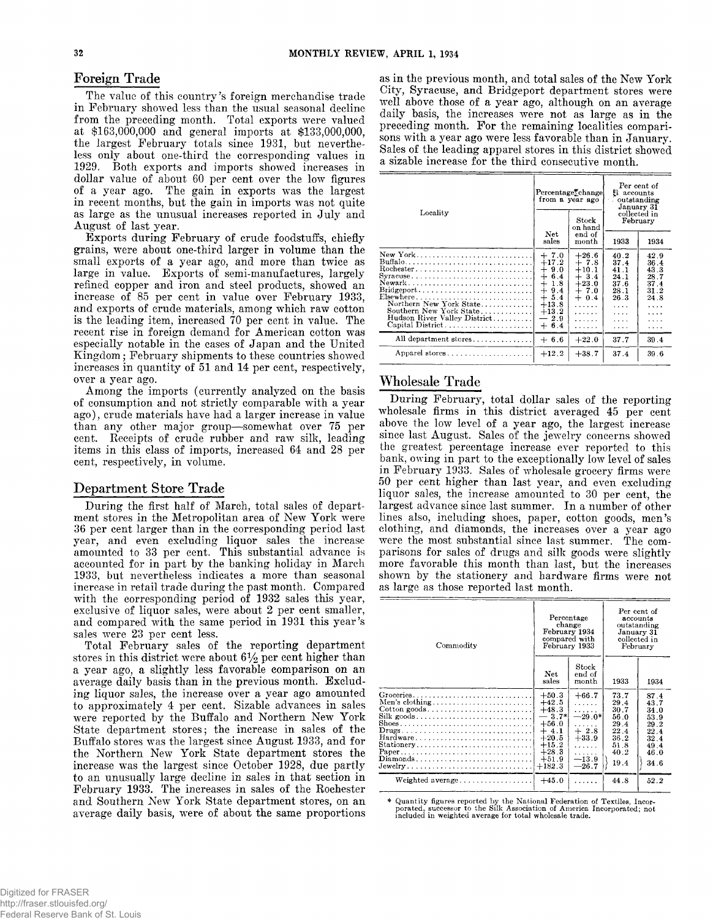## Foreign Trade

The value of this country's foreign merchandise trade in February showed less than the usual seasonal decline from the preceding month. Total exports were valued at \$163,000,000 and general imports at \$133,000,000, the largest February totals since 1931, but nevertheless only about one-third the corresponding values in 1929. Both exports and imports showed increases in dollar value of about 60 per cent over the low figures of a year ago. The gain in exports was the largest in recent months, but the gain in imports was not quite as large as the unusual increases reported in July and August of last year.

Exports during February of crude foodstuffs, chiefly grains, were about one-third larger in volume than the small exports of a year ago, and more than twice as large in value. Exports of semi-manufactures, largely refined copper and iron and steel products, showed an increase of 85 per cent in value over February 1933, and exports of crude materials, among which raw cotton is the leading item, increased 70 per cent in value. The recent rise in foreign demand for American cotton was especially notable in the cases of Japan and the United Kingdom; February shipments to these countries showed increases in quantity of 51 and 14 per cent, respectively, over a year ago.

Among the imports (currently analyzed on the basis of consumption and not strictly comparable with a year ago), crude materials have had a larger increase in value than any other major group—somewhat over 75 per cent. Receipts of crude rubber and raw silk, leading items in this class of imports, increased 64 and 28 per cent, respectively, in volume.

## Department Store Trade

During the first half of March, total sales of department stores in the Metropolitan area of New York were 36 per cent larger than in the corresponding period last year, and even excluding liquor sales the increase amounted to 33 per cent. This substantial advance is accounted for in part by the banking holiday in March 1933, but nevertheless indicates a more than seasonal increase in retail trade during the past month. Compared with the corresponding period of 1932 sales this year, exclusive of liquor sales, were about 2 per cent smaller, and compared with the same period in 1931 this year's sales were 23 per cent less.

Total February sales of the reporting department stores in this district were about 6½ per cent higher than a year ago, a slightly less favorable comparison on an average daily basis than in the previous month. Excluding liquor sales, the increase over a year ago amounted to approximately 4 per cent. Sizable advances in sales were reported by the Buffalo and Northern New York State department stores; the increase in sales of the Buffalo stores was the largest since August 1933, and for the Northern New York State department stores the increase was the largest since October 1928, due partly to an unusually large decline in sales in that section in February 1933. The increases in sales of the Rochester and Southern New York State department stores, on an average daily basis, were of about the same proportions as in the previous month, and total sales of the New York City, Syracuse, and Bridgeport department stores were well above those of a year ago, although on an average daily basis, the increases were not as large as in the preceding month. For the remaining localities comparisons with a year ago were less favorable than in January. Sales of the leading apparel stores in this district showed a sizable increase for the third consecutive month.

| Locality | Percentage change from a year ago | | Per cent of accounts outstanding January 31 collected in February | |
|---|---|---|---|---|
| | Net sales | Stock on hand end of month | 1933 | 1934 |
| New York | + 7.0 | +26.6 | 40.2 | 42.9 |
| Buffalo | +17.2 | + 7.8 | 37.4 | 36.4 |
| Rochester | + 9.0 | +10.1 | 41.1 | 43.3 |
| Syracuse | + 6.4 | + 3.4 | 24.1 | 28.7 |
| Newark | + 1.8 | +23.0 | 37.6 | 37.4 |
| Bridgeport | + 9.4 | + 7.0 | 28.1 | 31.2 |
| Elsewhere | + 5.4 | + 0.4 | 26.3 | 24.8 |
| Northern New York State | +13.8 | ...... | .... | .... |
| Southern New York State | +13.2 | ...... | .... | .... |
| Hudson River Valley District | — 2.9 | ...... | .... | .... |
| Capital District | + 6.4 | ...... | .... | .... |
| All department stores | + 6.6 | +22.0 | 37.7 | 39.4 |
| Apparel stores | +12.2 | +38.7 | 37.4 | 39.6 |

## Wholesale Trade

During February, total dollar sales of the reporting wholesale firms in this district averaged 45 per cent above the low level of a year ago, the largest increase since last August. Sales of the jewelry concerns showed the greatest percentage increase ever reported to this bank, owing in part to the exceptionally low level of sales in February 1933. Sales of wholesale grocery firms were 50 per cent higher than last year, and even excluding liquor sales, the increase amounted to 30 per cent, the largest advance since last summer. In a number of other lines also, including shoes, paper, cotton goods, men's clothing, and diamonds, the increases over a year ago were the most substantial since last summer. The comparisons for sales of drugs and silk goods were slightly more favorable this month than last, but the increases shown by the stationery and hardware firms were not as large as those reported last month.

| Commodity | Percentage change February 1934 compared with February 1933 | | Per cent of accounts outstanding January 31 collected in February | |
|---|---|---|---|---|
| | Net sales | Stock end of month | 1933 | 1934 |
| Groceries | +50.3 | +66.7 | 73.7 | 87.4 |
| Men's clothing | +42.5 | ...... | 29.4 | 43.7 |
| Cotton goods | +48.3 | ...... | 30.7 | 34.0 |
| Silk goods | — 3.7* | —29.0* | 56.0 | 53.9 |
| Shoes | +56.0 | ...... | 29.4 | 29.2 |
| Drugs | + 4.1 | + 2.8 | 22.4 | 22.4 |
| Hardware | +20.5 | +33.9 | 36.2 | 32.4 |
| Stationery | +15.2 | ...... | 51.8 | 49.4 |
| Paper | +28.3 | ...... | 40.2 | 46.0 |
| Diamonds | +51.9 | —13.9 | 19.4 | 34.6 |
| Jewelry | +182.3 | —26.7 | | |
| Weighted average | +45.0 | ...... | 44.8 | 52.2 |

\* Quantity figures reported by the National Federation of Textiles, Incorporated, successor to the Silk Association of America Incorporated; not included in weighted average for total wholesale trade.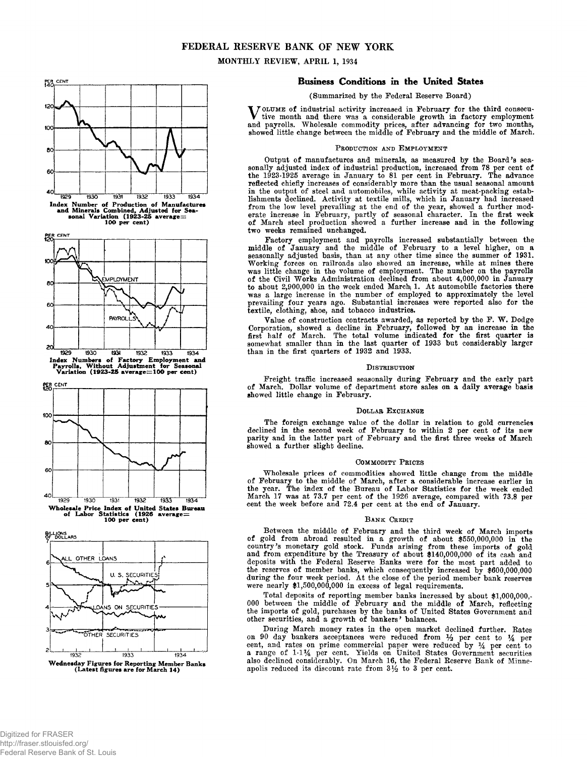FEDERAL RESERVE BANK OF NEW YORK

MONTHLY REVIEW, APRIL 1, 1934

PER CENT
140
120
100
80
60
40
1929 1930 1931 1932 1933 1934

Index Number of Production of Manufactures and Minerals Combined, Adjusted for Seasonal Variation (1923-25 average=100 per cent)

PER CENT
120
100
80
60
40
20
EMPLOYMENT
PAYROLLS
1929 1930 1931 1932 1933 1934

Index Numbers of Factory Employment and Payrolls, Without Adjustment for Seasonal Variation (1923-25 average=100 per cent)

PER CENT
120
100
80
60
40
1929 1930 1931 1932 1933 1934

Wholesale Price Index of United States Bureau of Labor Statistics (1926 average=100 per cent)

BILLIONS OF DOLLARS
7
6
5
4
3
2
ALL OTHER LOANS
U. S. SECURITIES
LOANS ON SECURITIES
OTHER SECURITIES
1932 1933 1934

Wednesday Figures for Reporting Member Banks (Latest figures are for March 14)

## Business Conditions in the United States

(Summarized by the Federal Reserve Board)

Volume of industrial activity increased in February for the third consecutive month and there was a considerable growth in factory employment and payrolls. Wholesale commodity prices, after advancing for two months, showed little change between the middle of February and the middle of March.

### Production and Employment

Output of manufactures and minerals, as measured by the Board's seasonally adjusted index of industrial production, increased from 78 per cent of the 1923-1925 average in January to 81 per cent in February. The advance reflected chiefly increases of considerably more than the usual seasonal amount in the output of steel and automobiles, while activity at meat-packing establishments declined. Activity at textile mills, which in January had increased from the low level prevailing at the end of the year, showed a further moderate increase in February, partly of seasonal character. In the first week of March steel production showed a further increase and in the following two weeks remained unchanged.

Factory employment and payrolls increased substantially between the middle of January and the middle of February to a level higher, on a seasonally adjusted basis, than at any other time since the summer of 1931. Working forces on railroads also showed an increase, while at mines there was little change in the volume of employment. The number on the payrolls of the Civil Works Administration declined from about 4,000,000 in January to about 2,900,000 in the week ended March 1. At automobile factories there was a large increase in the number of employed to approximately the level prevailing four years ago. Substantial increases were reported also for the textile, clothing, shoe, and tobacco industries.

Value of construction contracts awarded, as reported by the F. W. Dodge Corporation, showed a decline in February, followed by an increase in the first half of March. The total volume indicated for the first quarter is somewhat smaller than in the last quarter of 1933 but considerably larger than in the first quarters of 1932 and 1933.

### Distribution

Freight traffic increased seasonally during February and the early part of March. Dollar volume of department store sales on a daily average basis showed little change in February.

### Dollar Exchange

The foreign exchange value of the dollar in relation to gold currencies declined in the second week of February to within 2 per cent of its new parity and in the latter part of February and the first three weeks of March showed a further slight decline.

### Commodity Prices

Wholesale prices of commodities showed little change from the middle of February to the middle of March, after a considerable increase earlier in the year. The index of the Bureau of Labor Statistics for the week ended March 17 was at 73.7 per cent of the 1926 average, compared with 73.8 per cent the week before and 72.4 per cent at the end of January.

### Bank Credit

Between the middle of February and the third week of March imports of gold from abroad resulted in a growth of about \$550,000,000 in the country's monetary gold stock. Funds arising from these imports of gold and from expenditure by the Treasury of about \$140,000,000 of its cash and deposits with the Federal Reserve Banks were for the most part added to the reserves of member banks, which consequently increased by \$600,000,000 during the four week period. At the close of the period member bank reserves were nearly \$1,500,000,000 in excess of legal requirements.

Total deposits of reporting member banks increased by about \$1,000,000,000 between the middle of February and the middle of March, reflecting the imports of gold, purchases by the banks of United States Government and other securities, and a growth of bankers' balances.

During March money rates in the open market declined further. Rates on 90 day bankers acceptances were reduced from ½ per cent to ¼ per cent, and rates on prime commercial paper were reduced by ¼ per cent to a range of 1-1¼ per cent. Yields on United States Government securities also declined considerably. On March 16, the Federal Reserve Bank of Minneapolis reduced its discount rate from 3½ to 3 per cent.